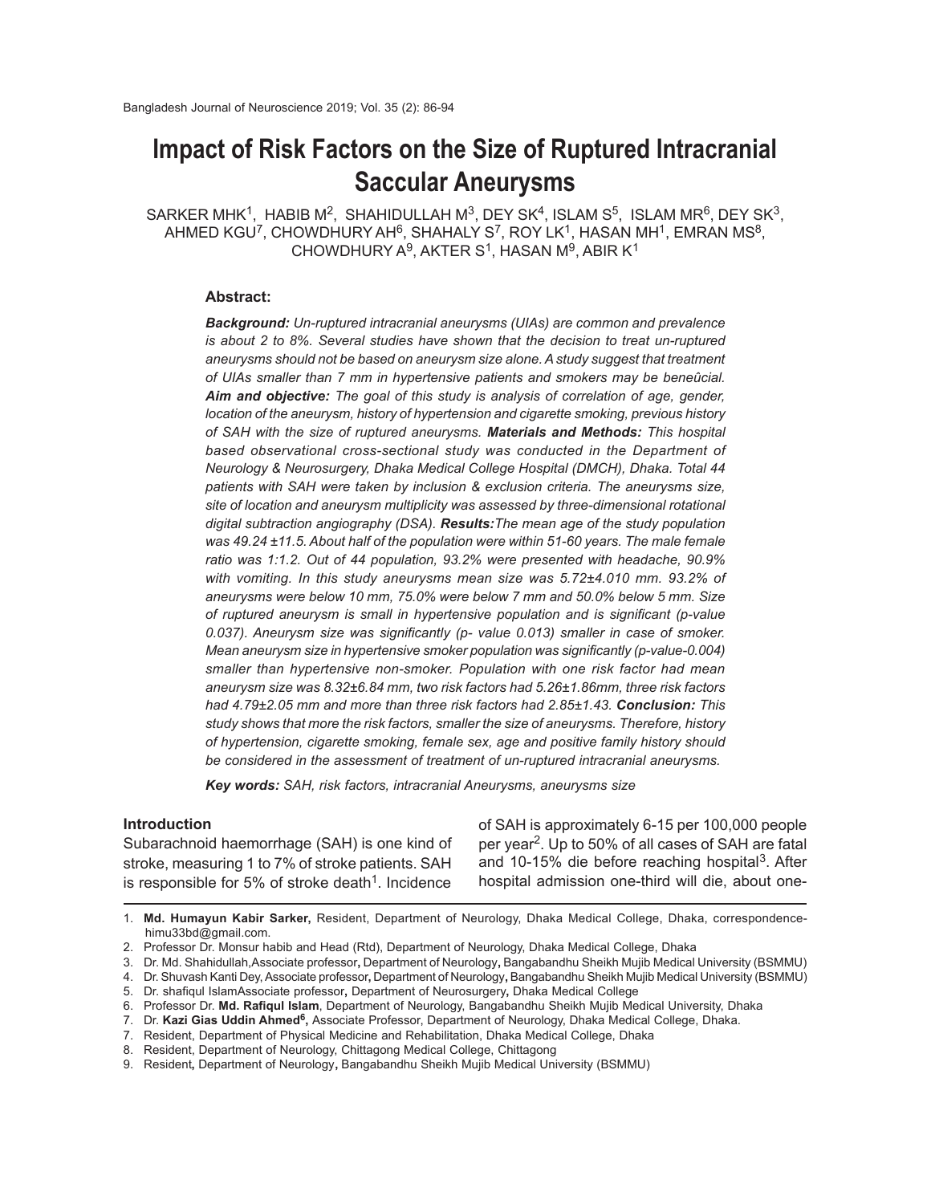# Impact of Risk Factors on the Size of Ruptured Intracranial Saccular Aneurysms

SARKER MHK[1], HABIB M[2], SHAHIDULLAH M[3], DEY SK[4], ISLAM S[5], ISLAM MR[6], DEY SK[3], AHMED KGU[7], CHOWDHURY AH[6], SHAHALY S[7], ROY LK[1], HASAN MH[1], EMRAN MS[8], CHOWDHURY A[9], AKTER S[1], HASAN M[9], ABIR K[1]

### Abstract:

***Background:*** *Un-ruptured intracranial aneurysms (UIAs) are common and prevalence is about 2 to 8%. Several studies have shown that the decision to treat un-ruptured aneurysms should not be based on aneurysm size alone. A study suggest that treatment of UIAs smaller than 7 mm in hypertensive patients and smokers may be beneûcial.* ***Aim and objective:*** *The goal of this study is analysis of correlation of age, gender, location of the aneurysm, history of hypertension and cigarette smoking, previous history of SAH with the size of ruptured aneurysms.* ***Materials and Methods:*** *This hospital based observational cross-sectional study was conducted in the Department of Neurology & Neurosurgery, Dhaka Medical College Hospital (DMCH), Dhaka. Total 44 patients with SAH were taken by inclusion & exclusion criteria. The aneurysms size, site of location and aneurysm multiplicity was assessed by three-dimensional rotational digital subtraction angiography (DSA).* ***Results:*** *The mean age of the study population was 49.24 ±11.5. About half of the population were within 51-60 years. The male female ratio was 1:1.2. Out of 44 population, 93.2% were presented with headache, 90.9% with vomiting. In this study aneurysms mean size was 5.72±4.010 mm. 93.2% of aneurysms were below 10 mm, 75.0% were below 7 mm and 50.0% below 5 mm. Size of ruptured aneurysm is small in hypertensive population and is significant (p-value 0.037). Aneurysm size was significantly (p- value 0.013) smaller in case of smoker. Mean aneurysm size in hypertensive smoker population was significantly (p-value-0.004) smaller than hypertensive non-smoker. Population with one risk factor had mean aneurysm size was 8.32±6.84 mm, two risk factors had 5.26±1.86mm, three risk factors had 4.79±2.05 mm and more than three risk factors had 2.85±1.43.* ***Conclusion:*** *This study shows that more the risk factors, smaller the size of aneurysms. Therefore, history of hypertension, cigarette smoking, female sex, age and positive family history should be considered in the assessment of treatment of un-ruptured intracranial aneurysms.*

***Key words:*** *SAH, risk factors, intracranial Aneurysms, aneurysms size*

### Introduction

Subarachnoid haemorrhage (SAH) is one kind of stroke, measuring 1 to 7% of stroke patients. SAH is responsible for 5% of stroke death[1]. Incidence of SAH is approximately 6-15 per 100,000 people per year[2]. Up to 50% of all cases of SAH are fatal and 10-15% die before reaching hospital[3]. After hospital admission one-third will die, about one-

---

1. **Md. Humayun Kabir Sarker,** Resident, Department of Neurology, Dhaka Medical College, Dhaka, correspondence-himu33bd@gmail.com.
2. Professor Dr. Monsur habib and Head (Rtd), Department of Neurology, Dhaka Medical College, Dhaka
3. Dr. Md. Shahidullah,Associate professor**,** Department of Neurology**,** Bangabandhu Sheikh Mujib Medical University (BSMMU)
4. Dr. Shuvash Kanti Dey, Associate professor**,** Department of Neurology**,** Bangabandhu Sheikh Mujib Medical University (BSMMU)
5. Dr. shafiqul IslamAssociate professor**,** Department of Neurosurgery**,** Dhaka Medical College
6. Professor Dr. **Md. Rafiqul Islam**, Department of Neurology, Bangabandhu Sheikh Mujib Medical University, Dhaka
7. Dr. **Kazi Gias Uddin Ahmed[6],** Associate Professor, Department of Neurology, Dhaka Medical College, Dhaka.
7. Resident, Department of Physical Medicine and Rehabilitation, Dhaka Medical College, Dhaka
8. Resident, Department of Neurology, Chittagong Medical College, Chittagong
9. Resident**,** Department of Neurology**,** Bangabandhu Sheikh Mujib Medical University (BSMMU)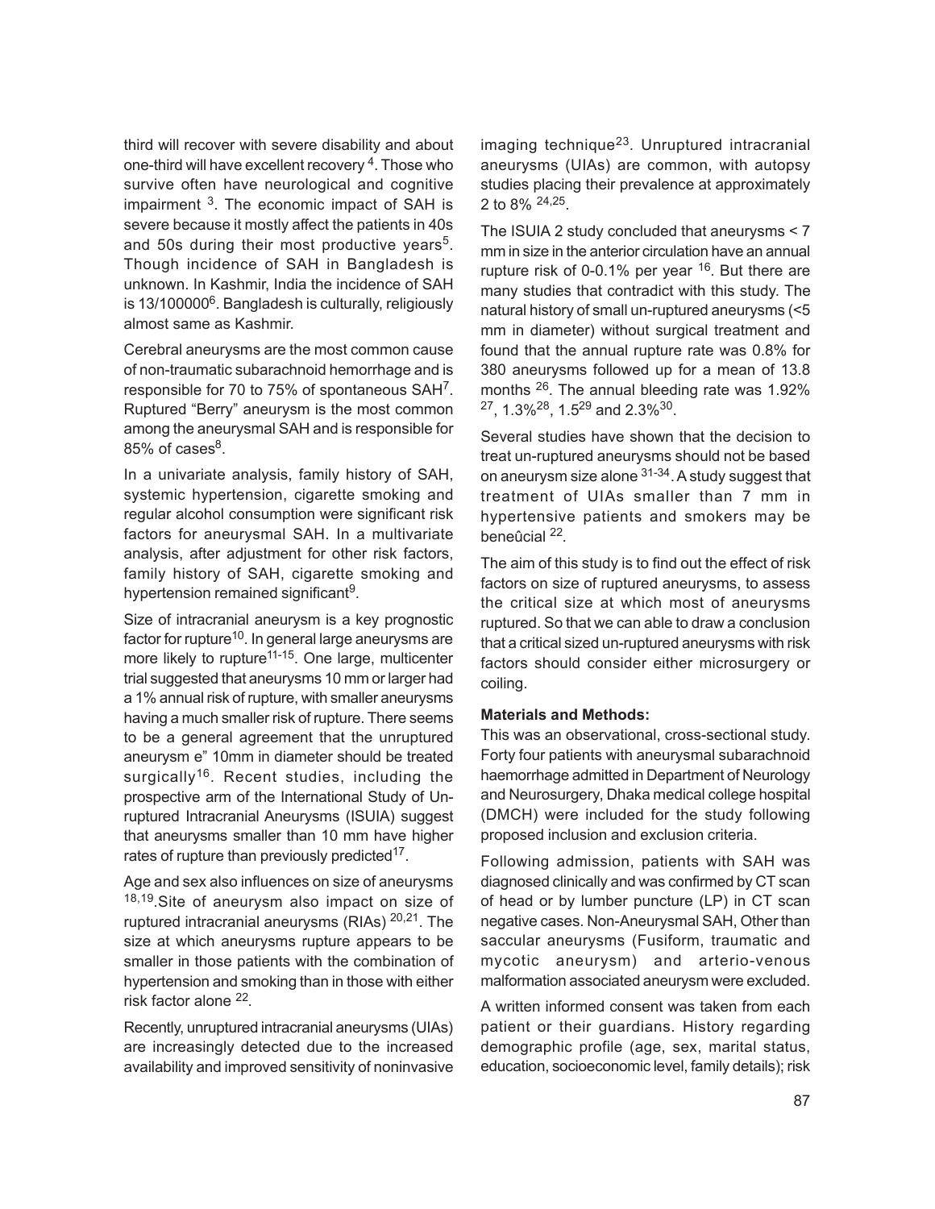third will recover with severe disability and about one-third will have excellent recovery [4]. Those who survive often have neurological and cognitive impairment [3]. The economic impact of SAH is severe because it mostly affect the patients in 40s and 50s during their most productive years[5]. Though incidence of SAH in Bangladesh is unknown. In Kashmir, India the incidence of SAH is 13/100000[6]. Bangladesh is culturally, religiously almost same as Kashmir.

Cerebral aneurysms are the most common cause of non-traumatic subarachnoid hemorrhage and is responsible for 70 to 75% of spontaneous SAH[7]. Ruptured "Berry" aneurysm is the most common among the aneurysmal SAH and is responsible for 85% of cases[8].

In a univariate analysis, family history of SAH, systemic hypertension, cigarette smoking and regular alcohol consumption were significant risk factors for aneurysmal SAH. In a multivariate analysis, after adjustment for other risk factors, family history of SAH, cigarette smoking and hypertension remained significant[9].

Size of intracranial aneurysm is a key prognostic factor for rupture[10]. In general large aneurysms are more likely to rupture[11-15]. One large, multicenter trial suggested that aneurysms 10 mm or larger had a 1% annual risk of rupture, with smaller aneurysms having a much smaller risk of rupture. There seems to be a general agreement that the unruptured aneurysm e" 10mm in diameter should be treated surgically[16]. Recent studies, including the prospective arm of the International Study of Un-ruptured Intracranial Aneurysms (ISUIA) suggest that aneurysms smaller than 10 mm have higher rates of rupture than previously predicted[17].

Age and sex also influences on size of aneurysms [18,19].Site of aneurysm also impact on size of ruptured intracranial aneurysms (RIAs) [20,21]. The size at which aneurysms rupture appears to be smaller in those patients with the combination of hypertension and smoking than in those with either risk factor alone [22].

Recently, unruptured intracranial aneurysms (UIAs) are increasingly detected due to the increased availability and improved sensitivity of noninvasive imaging technique[23]. Unruptured intracranial aneurysms (UIAs) are common, with autopsy studies placing their prevalence at approximately 2 to 8% [24,25].

The ISUIA 2 study concluded that aneurysms < 7 mm in size in the anterior circulation have an annual rupture risk of 0-0.1% per year [16]. But there are many studies that contradict with this study. The natural history of small un-ruptured aneurysms (<5 mm in diameter) without surgical treatment and found that the annual rupture rate was 0.8% for 380 aneurysms followed up for a mean of 13.8 months [26]. The annual bleeding rate was 1.92% [27], 1.3%[28], 1.5[29] and 2.3%[30].

Several studies have shown that the decision to treat un-ruptured aneurysms should not be based on aneurysm size alone [31-34]. A study suggest that treatment of UIAs smaller than 7 mm in hypertensive patients and smokers may be beneûcial [22].

The aim of this study is to find out the effect of risk factors on size of ruptured aneurysms, to assess the critical size at which most of aneurysms ruptured. So that we can able to draw a conclusion that a critical sized un-ruptured aneurysms with risk factors should consider either microsurgery or coiling.

**Materials and Methods:**

This was an observational, cross-sectional study. Forty four patients with aneurysmal subarachnoid haemorrhage admitted in Department of Neurology and Neurosurgery, Dhaka medical college hospital (DMCH) were included for the study following proposed inclusion and exclusion criteria.

Following admission, patients with SAH was diagnosed clinically and was confirmed by CT scan of head or by lumber puncture (LP) in CT scan negative cases. Non-Aneurysmal SAH, Other than saccular aneurysms (Fusiform, traumatic and mycotic aneurysm) and arterio-venous malformation associated aneurysm were excluded.

A written informed consent was taken from each patient or their guardians. History regarding demographic profile (age, sex, marital status, education, socioeconomic level, family details); risk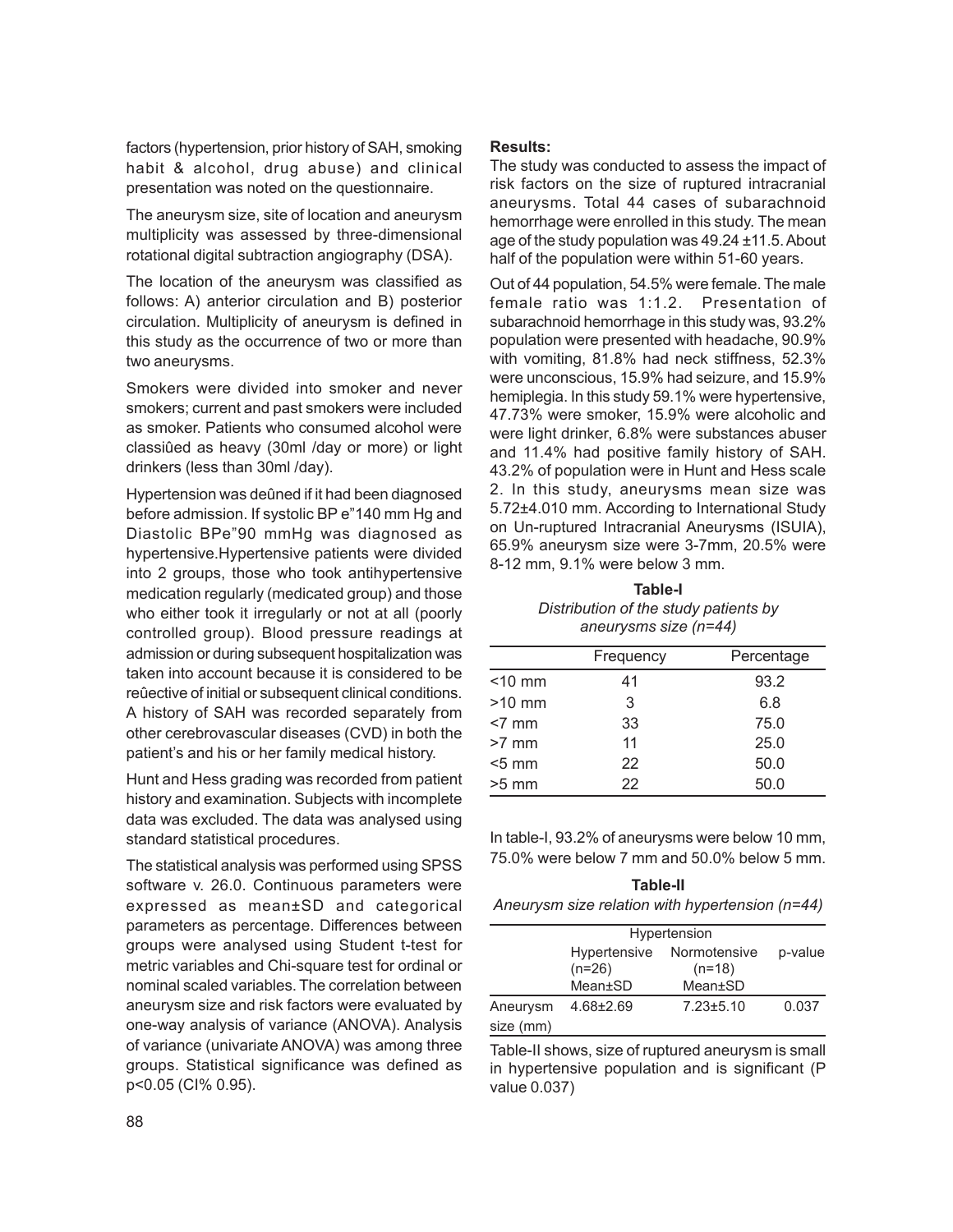factors (hypertension, prior history of SAH, smoking habit & alcohol, drug abuse) and clinical presentation was noted on the questionnaire.

The aneurysm size, site of location and aneurysm multiplicity was assessed by three-dimensional rotational digital subtraction angiography (DSA).

The location of the aneurysm was classified as follows: A) anterior circulation and B) posterior circulation. Multiplicity of aneurysm is defined in this study as the occurrence of two or more than two aneurysms.

Smokers were divided into smoker and never smokers; current and past smokers were included as smoker. Patients who consumed alcohol were classiûed as heavy (30ml /day or more) or light drinkers (less than 30ml /day).

Hypertension was deûned if it had been diagnosed before admission. If systolic BP e"140 mm Hg and Diastolic BPe"90 mmHg was diagnosed as hypertensive.Hypertensive patients were divided into 2 groups, those who took antihypertensive medication regularly (medicated group) and those who either took it irregularly or not at all (poorly controlled group). Blood pressure readings at admission or during subsequent hospitalization was taken into account because it is considered to be reûective of initial or subsequent clinical conditions. A history of SAH was recorded separately from other cerebrovascular diseases (CVD) in both the patient's and his or her family medical history.

Hunt and Hess grading was recorded from patient history and examination. Subjects with incomplete data was excluded. The data was analysed using standard statistical procedures.

The statistical analysis was performed using SPSS software v. 26.0. Continuous parameters were expressed as mean±SD and categorical parameters as percentage. Differences between groups were analysed using Student t-test for metric variables and Chi-square test for ordinal or nominal scaled variables. The correlation between aneurysm size and risk factors were evaluated by one-way analysis of variance (ANOVA). Analysis of variance (univariate ANOVA) was among three groups. Statistical significance was defined as p<0.05 (CI% 0.95).

**Results:**

The study was conducted to assess the impact of risk factors on the size of ruptured intracranial aneurysms. Total 44 cases of subarachnoid hemorrhage were enrolled in this study. The mean age of the study population was 49.24 ±11.5. About half of the population were within 51-60 years.

Out of 44 population, 54.5% were female. The male female ratio was 1:1.2. Presentation of subarachnoid hemorrhage in this study was, 93.2% population were presented with headache, 90.9% with vomiting, 81.8% had neck stiffness, 52.3% were unconscious, 15.9% had seizure, and 15.9% hemiplegia. In this study 59.1% were hypertensive, 47.73% were smoker, 15.9% were alcoholic and were light drinker, 6.8% were substances abuser and 11.4% had positive family history of SAH. 43.2% of population were in Hunt and Hess scale 2. In this study, aneurysms mean size was 5.72±4.010 mm. According to International Study on Un-ruptured Intracranial Aneurysms (ISUIA), 65.9% aneurysm size were 3-7mm, 20.5% were 8-12 mm, 9.1% were below 3 mm.

**Table-I**

*Distribution of the study patients by aneurysms size (n=44)*

| | Frequency | Percentage |
|---|---|---|
| <10 mm | 41 | 93.2 |
| >10 mm | 3 | 6.8 |
| <7 mm | 33 | 75.0 |
| >7 mm | 11 | 25.0 |
| <5 mm | 22 | 50.0 |
| >5 mm | 22 | 50.0 |

In table-I, 93.2% of aneurysms were below 10 mm, 75.0% were below 7 mm and 50.0% below 5 mm.

**Table-II**

*Aneurysm size relation with hypertension (n=44)*

| | Hypertension | | |
|---|---|---|---|
| | Hypertensive (n=26) Mean±SD | Normotensive (n=18) Mean±SD | p-value |
| Aneurysm size (mm) | 4.68±2.69 | 7.23±5.10 | 0.037 |

Table-II shows, size of ruptured aneurysm is small in hypertensive population and is significant (P value 0.037)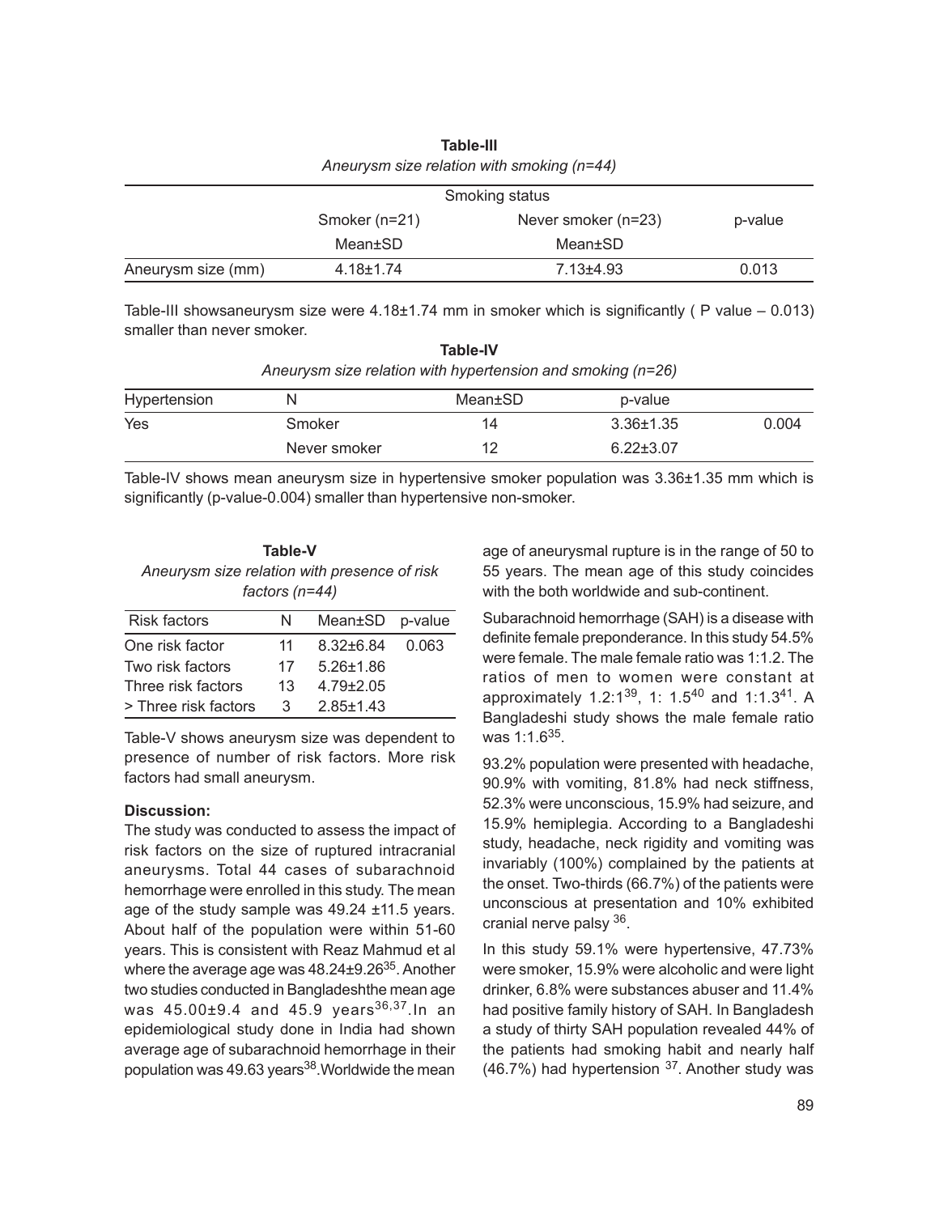**Table-III**
*Aneurysm size relation with smoking (n=44)*

| | Smoking status | | |
|---|---|---|---|
| | Smoker (n=21) | Never smoker (n=23) | p-value |
| | Mean±SD | Mean±SD | |
| Aneurysm size (mm) | 4.18±1.74 | 7.13±4.93 | 0.013 |

Table-III showsaneurysm size were 4.18±1.74 mm in smoker which is significantly ( P value – 0.013) smaller than never smoker.

**Table-IV**
*Aneurysm size relation with hypertension and smoking (n=26)*

| Hypertension | N | Mean±SD | p-value | |
|---|---|---|---|---|
| Yes | Smoker | 14 | 3.36±1.35 | 0.004 |
| | Never smoker | 12 | 6.22±3.07 | |

Table-IV shows mean aneurysm size in hypertensive smoker population was 3.36±1.35 mm which is significantly (p-value-0.004) smaller than hypertensive non-smoker.

**Table-V**
*Aneurysm size relation with presence of risk factors (n=44)*

| Risk factors | N | Mean±SD | p-value |
|---|---|---|---|
| One risk factor | 11 | 8.32±6.84 | 0.063 |
| Two risk factors | 17 | 5.26±1.86 | |
| Three risk factors | 13 | 4.79±2.05 | |
| > Three risk factors | 3 | 2.85±1.43 | |

Table-V shows aneurysm size was dependent to presence of number of risk factors. More risk factors had small aneurysm.

**Discussion:**

The study was conducted to assess the impact of risk factors on the size of ruptured intracranial aneurysms. Total 44 cases of subarachnoid hemorrhage were enrolled in this study. The mean age of the study sample was 49.24 ±11.5 years. About half of the population were within 51-60 years. This is consistent with Reaz Mahmud et al where the average age was 48.24±9.26[35]. Another two studies conducted in Bangladeshthe mean age was 45.00±9.4 and 45.9 years[36,37].In an epidemiological study done in India had shown average age of subarachnoid hemorrhage in their population was 49.63 years[38].Worldwide the mean age of aneurysmal rupture is in the range of 50 to 55 years. The mean age of this study coincides with the both worldwide and sub-continent.

Subarachnoid hemorrhage (SAH) is a disease with definite female preponderance. In this study 54.5% were female. The male female ratio was 1:1.2. The ratios of men to women were constant at approximately 1.2:1[39], 1: 1.5[40] and 1:1.3[41]. A Bangladeshi study shows the male female ratio was 1:1.6[35].

93.2% population were presented with headache, 90.9% with vomiting, 81.8% had neck stiffness, 52.3% were unconscious, 15.9% had seizure, and 15.9% hemiplegia. According to a Bangladeshi study, headache, neck rigidity and vomiting was invariably (100%) complained by the patients at the onset. Two-thirds (66.7%) of the patients were unconscious at presentation and 10% exhibited cranial nerve palsy [36].

In this study 59.1% were hypertensive, 47.73% were smoker, 15.9% were alcoholic and were light drinker, 6.8% were substances abuser and 11.4% had positive family history of SAH. In Bangladesh a study of thirty SAH population revealed 44% of the patients had smoking habit and nearly half (46.7%) had hypertension [37]. Another study was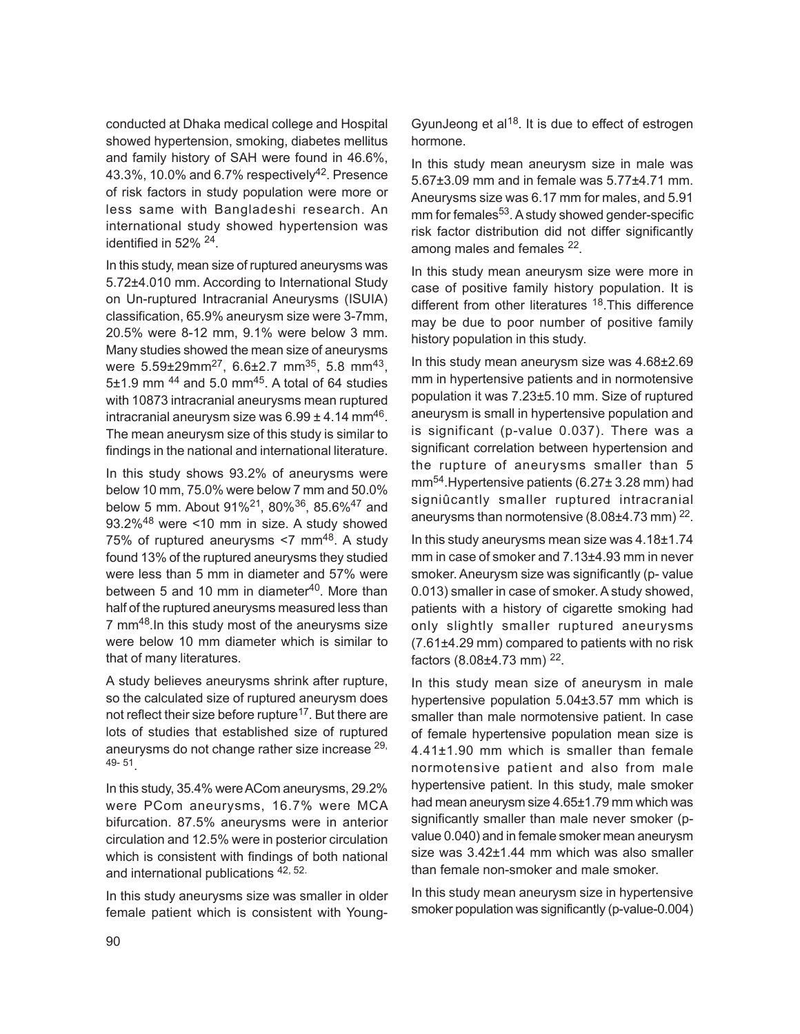conducted at Dhaka medical college and Hospital showed hypertension, smoking, diabetes mellitus and family history of SAH were found in 46.6%, 43.3%, 10.0% and 6.7% respectively[42]. Presence of risk factors in study population were more or less same with Bangladeshi research. An international study showed hypertension was identified in 52% [24].

In this study, mean size of ruptured aneurysms was 5.72±4.010 mm. According to International Study on Un-ruptured Intracranial Aneurysms (ISUIA) classification, 65.9% aneurysm size were 3-7mm, 20.5% were 8-12 mm, 9.1% were below 3 mm. Many studies showed the mean size of aneurysms were 5.59±29mm[27], 6.6±2.7 mm[35], 5.8 mm[43], 5±1.9 mm [44] and 5.0 mm[45]. A total of 64 studies with 10873 intracranial aneurysms mean ruptured intracranial aneurysm size was 6.99 ± 4.14 mm[46]. The mean aneurysm size of this study is similar to findings in the national and international literature.

In this study shows 93.2% of aneurysms were below 10 mm, 75.0% were below 7 mm and 50.0% below 5 mm. About 91%[21], 80%[36], 85.6%[47] and 93.2%[48] were <10 mm in size. A study showed 75% of ruptured aneurysms <7 mm[48]. A study found 13% of the ruptured aneurysms they studied were less than 5 mm in diameter and 57% were between 5 and 10 mm in diameter[40]. More than half of the ruptured aneurysms measured less than 7 mm[48]. In this study most of the aneurysms size were below 10 mm diameter which is similar to that of many literatures.

A study believes aneurysms shrink after rupture, so the calculated size of ruptured aneurysm does not reflect their size before rupture[17]. But there are lots of studies that established size of ruptured aneurysms do not change rather size increase [29, 49- 51].

In this study, 35.4% were ACom aneurysms, 29.2% were PCom aneurysms, 16.7% were MCA bifurcation. 87.5% aneurysms were in anterior circulation and 12.5% were in posterior circulation which is consistent with findings of both national and international publications [42, 52].

In this study aneurysms size was smaller in older female patient which is consistent with Young-GyunJeong et al[18]. It is due to effect of estrogen hormone.

In this study mean aneurysm size in male was 5.67±3.09 mm and in female was 5.77±4.71 mm. Aneurysms size was 6.17 mm for males, and 5.91 mm for females[53]. A study showed gender-specific risk factor distribution did not differ significantly among males and females [22].

In this study mean aneurysm size were more in case of positive family history population. It is different from other literatures [18]. This difference may be due to poor number of positive family history population in this study.

In this study mean aneurysm size was 4.68±2.69 mm in hypertensive patients and in normotensive population it was 7.23±5.10 mm. Size of ruptured aneurysm is small in hypertensive population and is significant (p-value 0.037). There was a significant correlation between hypertension and the rupture of aneurysms smaller than 5 mm[54]. Hypertensive patients (6.27± 3.28 mm) had signiûcantly smaller ruptured intracranial aneurysms than normotensive (8.08±4.73 mm) [22].

In this study aneurysms mean size was 4.18±1.74 mm in case of smoker and 7.13±4.93 mm in never smoker. Aneurysm size was significantly (p- value 0.013) smaller in case of smoker. A study showed, patients with a history of cigarette smoking had only slightly smaller ruptured aneurysms (7.61±4.29 mm) compared to patients with no risk factors (8.08±4.73 mm) [22].

In this study mean size of aneurysm in male hypertensive population 5.04±3.57 mm which is smaller than male normotensive patient. In case of female hypertensive population mean size is 4.41±1.90 mm which is smaller than female normotensive patient and also from male hypertensive patient. In this study, male smoker had mean aneurysm size 4.65±1.79 mm which was significantly smaller than male never smoker (p-value 0.040) and in female smoker mean aneurysm size was 3.42±1.44 mm which was also smaller than female non-smoker and male smoker.

In this study mean aneurysm size in hypertensive smoker population was significantly (p-value-0.004)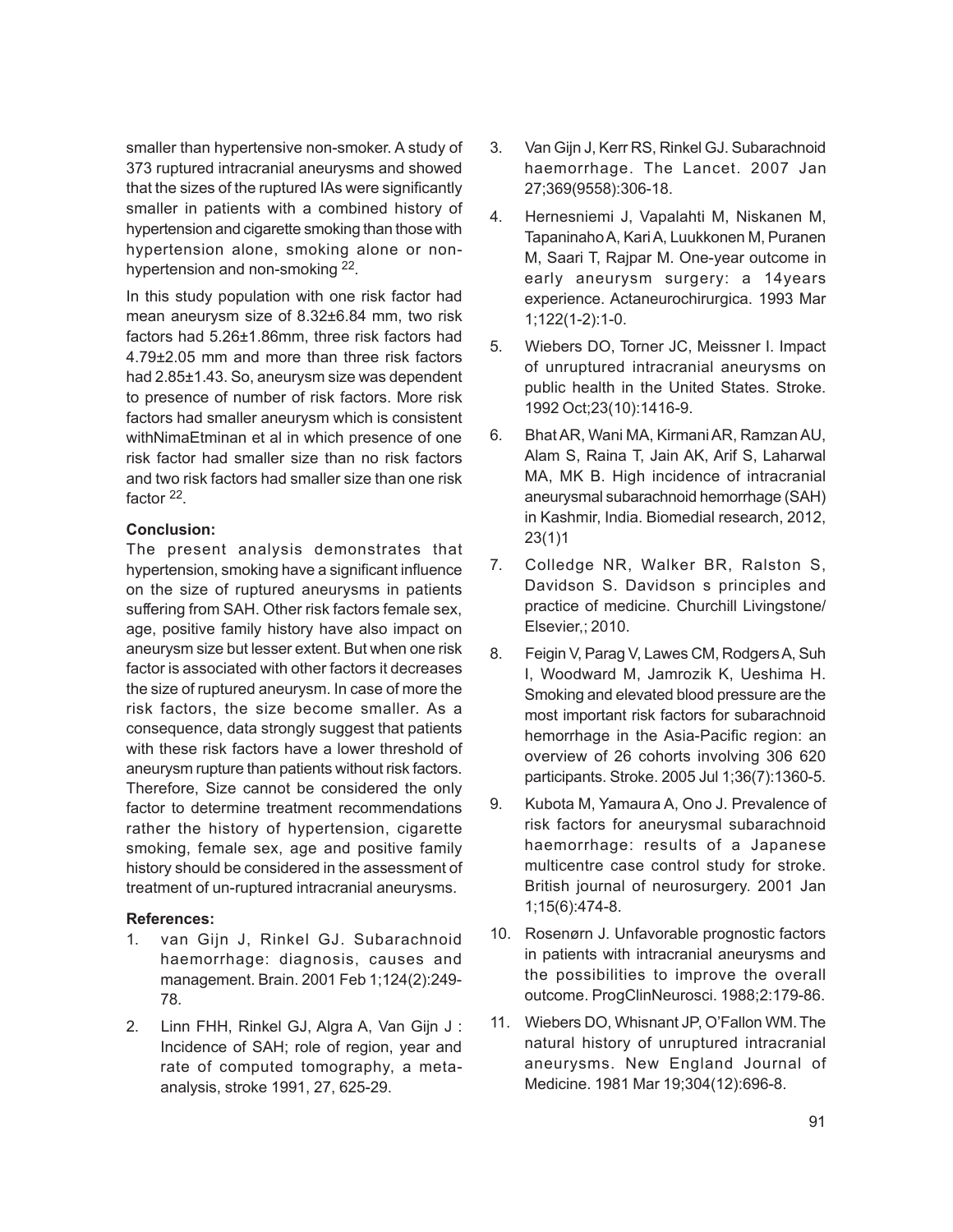smaller than hypertensive non-smoker. A study of 373 ruptured intracranial aneurysms and showed that the sizes of the ruptured IAs were significantly smaller in patients with a combined history of hypertension and cigarette smoking than those with hypertension alone, smoking alone or non-hypertension and non-smoking [22].

In this study population with one risk factor had mean aneurysm size of 8.32±6.84 mm, two risk factors had 5.26±1.86mm, three risk factors had 4.79±2.05 mm and more than three risk factors had 2.85±1.43. So, aneurysm size was dependent to presence of number of risk factors. More risk factors had smaller aneurysm which is consistent withNimaEtminan et al in which presence of one risk factor had smaller size than no risk factors and two risk factors had smaller size than one risk factor [22].

**Conclusion:**

The present analysis demonstrates that hypertension, smoking have a significant influence on the size of ruptured aneurysms in patients suffering from SAH. Other risk factors female sex, age, positive family history have also impact on aneurysm size but lesser extent. But when one risk factor is associated with other factors it decreases the size of ruptured aneurysm. In case of more the risk factors, the size become smaller. As a consequence, data strongly suggest that patients with these risk factors have a lower threshold of aneurysm rupture than patients without risk factors. Therefore, Size cannot be considered the only factor to determine treatment recommendations rather the history of hypertension, cigarette smoking, female sex, age and positive family history should be considered in the assessment of treatment of un-ruptured intracranial aneurysms.

**References:**

1. van Gijn J, Rinkel GJ. Subarachnoid haemorrhage: diagnosis, causes and management. Brain. 2001 Feb 1;124(2):249-78.
2. Linn FHH, Rinkel GJ, Algra A, Van Gijn J : Incidence of SAH; role of region, year and rate of computed tomography, a meta-analysis, stroke 1991, 27, 625-29.
3. Van Gijn J, Kerr RS, Rinkel GJ. Subarachnoid haemorrhage. The Lancet. 2007 Jan 27;369(9558):306-18.
4. Hernesniemi J, Vapalahti M, Niskanen M, Tapaninaho A, Kari A, Luukkonen M, Puranen M, Saari T, Rajpar M. One-year outcome in early aneurysm surgery: a 14years experience. Actaneurochirurgica. 1993 Mar 1;122(1-2):1-0.
5. Wiebers DO, Torner JC, Meissner I. Impact of unruptured intracranial aneurysms on public health in the United States. Stroke. 1992 Oct;23(10):1416-9.
6. Bhat AR, Wani MA, Kirmani AR, Ramzan AU, Alam S, Raina T, Jain AK, Arif S, Laharwal MA, MK B. High incidence of intracranial aneurysmal subarachnoid hemorrhage (SAH) in Kashmir, India. Biomedial research, 2012, 23(1)1
7. Colledge NR, Walker BR, Ralston S, Davidson S. Davidson s principles and practice of medicine. Churchill Livingstone/ Elsevier,; 2010.
8. Feigin V, Parag V, Lawes CM, Rodgers A, Suh I, Woodward M, Jamrozik K, Ueshima H. Smoking and elevated blood pressure are the most important risk factors for subarachnoid hemorrhage in the Asia-Pacific region: an overview of 26 cohorts involving 306 620 participants. Stroke. 2005 Jul 1;36(7):1360-5.
9. Kubota M, Yamaura A, Ono J. Prevalence of risk factors for aneurysmal subarachnoid haemorrhage: results of a Japanese multicentre case control study for stroke. British journal of neurosurgery. 2001 Jan 1;15(6):474-8.
10. Rosenørn J. Unfavorable prognostic factors in patients with intracranial aneurysms and the possibilities to improve the overall outcome. ProgClinNeurosci. 1988;2:179-86.
11. Wiebers DO, Whisnant JP, O'Fallon WM. The natural history of unruptured intracranial aneurysms. New England Journal of Medicine. 1981 Mar 19;304(12):696-8.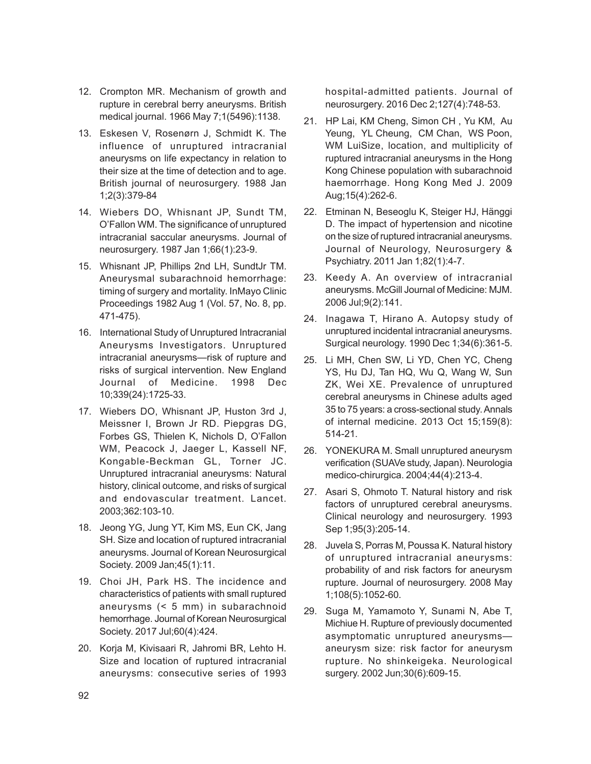12. Crompton MR. Mechanism of growth and rupture in cerebral berry aneurysms. British medical journal. 1966 May 7;1(5496):1138.
13. Eskesen V, Rosenørn J, Schmidt K. The influence of unruptured intracranial aneurysms on life expectancy in relation to their size at the time of detection and to age. British journal of neurosurgery. 1988 Jan 1;2(3):379-84
14. Wiebers DO, Whisnant JP, Sundt TM, O'Fallon WM. The significance of unruptured intracranial saccular aneurysms. Journal of neurosurgery. 1987 Jan 1;66(1):23-9.
15. Whisnant JP, Phillips 2nd LH, SundtJr TM. Aneurysmal subarachnoid hemorrhage: timing of surgery and mortality. InMayo Clinic Proceedings 1982 Aug 1 (Vol. 57, No. 8, pp. 471-475).
16. International Study of Unruptured Intracranial Aneurysms Investigators. Unruptured intracranial aneurysms—risk of rupture and risks of surgical intervention. New England Journal of Medicine. 1998 Dec 10;339(24):1725-33.
17. Wiebers DO, Whisnant JP, Huston 3rd J, Meissner I, Brown Jr RD. Piepgras DG, Forbes GS, Thielen K, Nichols D, O'Fallon WM, Peacock J, Jaeger L, Kassell NF, Kongable-Beckman GL, Torner JC. Unruptured intracranial aneurysms: Natural history, clinical outcome, and risks of surgical and endovascular treatment. Lancet. 2003;362:103-10.
18. Jeong YG, Jung YT, Kim MS, Eun CK, Jang SH. Size and location of ruptured intracranial aneurysms. Journal of Korean Neurosurgical Society. 2009 Jan;45(1):11.
19. Choi JH, Park HS. The incidence and characteristics of patients with small ruptured aneurysms (< 5 mm) in subarachnoid hemorrhage. Journal of Korean Neurosurgical Society. 2017 Jul;60(4):424.
20. Korja M, Kivisaari R, Jahromi BR, Lehto H. Size and location of ruptured intracranial aneurysms: consecutive series of 1993 hospital-admitted patients. Journal of neurosurgery. 2016 Dec 2;127(4):748-53.
21. HP Lai, KM Cheng, Simon CH , Yu KM, Au Yeung, YL Cheung, CM Chan, WS Poon, WM LuiSize, location, and multiplicity of ruptured intracranial aneurysms in the Hong Kong Chinese population with subarachnoid haemorrhage. Hong Kong Med J. 2009 Aug;15(4):262-6.
22. Etminan N, Beseoglu K, Steiger HJ, Hänggi D. The impact of hypertension and nicotine on the size of ruptured intracranial aneurysms. Journal of Neurology, Neurosurgery & Psychiatry. 2011 Jan 1;82(1):4-7.
23. Keedy A. An overview of intracranial aneurysms. McGill Journal of Medicine: MJM. 2006 Jul;9(2):141.
24. Inagawa T, Hirano A. Autopsy study of unruptured incidental intracranial aneurysms. Surgical neurology. 1990 Dec 1;34(6):361-5.
25. Li MH, Chen SW, Li YD, Chen YC, Cheng YS, Hu DJ, Tan HQ, Wu Q, Wang W, Sun ZK, Wei XE. Prevalence of unruptured cerebral aneurysms in Chinese adults aged 35 to 75 years: a cross-sectional study. Annals of internal medicine. 2013 Oct 15;159(8): 514-21.
26. YONEKURA M. Small unruptured aneurysm verification (SUAVe study, Japan). Neurologia medico-chirurgica. 2004;44(4):213-4.
27. Asari S, Ohmoto T. Natural history and risk factors of unruptured cerebral aneurysms. Clinical neurology and neurosurgery. 1993 Sep 1;95(3):205-14.
28. Juvela S, Porras M, Poussa K. Natural history of unruptured intracranial aneurysms: probability of and risk factors for aneurysm rupture. Journal of neurosurgery. 2008 May 1;108(5):1052-60.
29. Suga M, Yamamoto Y, Sunami N, Abe T, Michiue H. Rupture of previously documented asymptomatic unruptured aneurysms—aneurysm size: risk factor for aneurysm rupture. No shinkeigeka. Neurological surgery. 2002 Jun;30(6):609-15.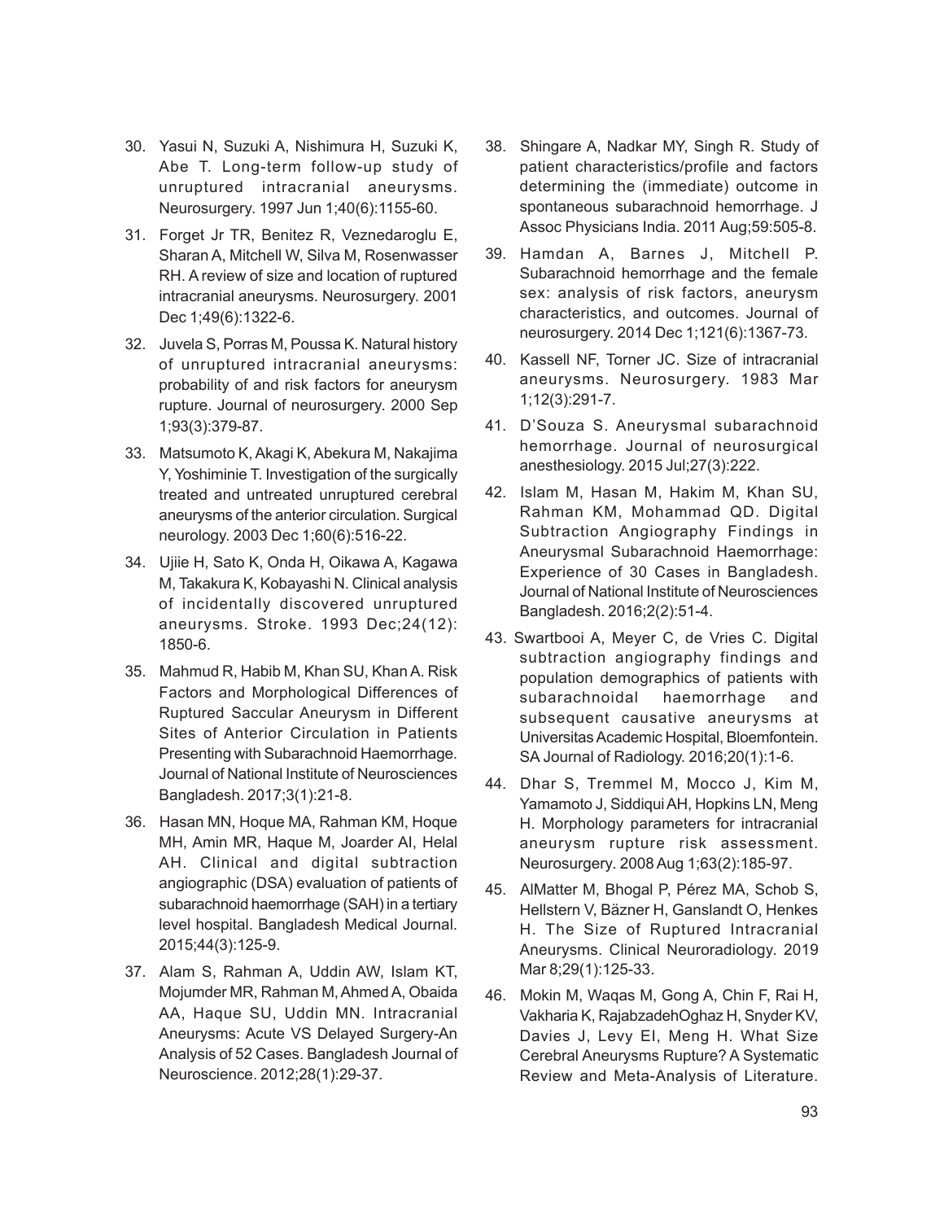30. Yasui N, Suzuki A, Nishimura H, Suzuki K, Abe T. Long-term follow-up study of unruptured intracranial aneurysms. Neurosurgery. 1997 Jun 1;40(6):1155-60.

31. Forget Jr TR, Benitez R, Veznedaroglu E, Sharan A, Mitchell W, Silva M, Rosenwasser RH. A review of size and location of ruptured intracranial aneurysms. Neurosurgery. 2001 Dec 1;49(6):1322-6.

32. Juvela S, Porras M, Poussa K. Natural history of unruptured intracranial aneurysms: probability of and risk factors for aneurysm rupture. Journal of neurosurgery. 2000 Sep 1;93(3):379-87.

33. Matsumoto K, Akagi K, Abekura M, Nakajima Y, Yoshiminie T. Investigation of the surgically treated and untreated unruptured cerebral aneurysms of the anterior circulation. Surgical neurology. 2003 Dec 1;60(6):516-22.

34. Ujiie H, Sato K, Onda H, Oikawa A, Kagawa M, Takakura K, Kobayashi N. Clinical analysis of incidentally discovered unruptured aneurysms. Stroke. 1993 Dec;24(12): 1850-6.

35. Mahmud R, Habib M, Khan SU, Khan A. Risk Factors and Morphological Differences of Ruptured Saccular Aneurysm in Different Sites of Anterior Circulation in Patients Presenting with Subarachnoid Haemorrhage. Journal of National Institute of Neurosciences Bangladesh. 2017;3(1):21-8.

36. Hasan MN, Hoque MA, Rahman KM, Hoque MH, Amin MR, Haque M, Joarder AI, Helal AH. Clinical and digital subtraction angiographic (DSA) evaluation of patients of subarachnoid haemorrhage (SAH) in a tertiary level hospital. Bangladesh Medical Journal. 2015;44(3):125-9.

37. Alam S, Rahman A, Uddin AW, Islam KT, Mojumder MR, Rahman M, Ahmed A, Obaida AA, Haque SU, Uddin MN. Intracranial Aneurysms: Acute VS Delayed Surgery-An Analysis of 52 Cases. Bangladesh Journal of Neuroscience. 2012;28(1):29-37.

38. Shingare A, Nadkar MY, Singh R. Study of patient characteristics/profile and factors determining the (immediate) outcome in spontaneous subarachnoid hemorrhage. J Assoc Physicians India. 2011 Aug;59:505-8.

39. Hamdan A, Barnes J, Mitchell P. Subarachnoid hemorrhage and the female sex: analysis of risk factors, aneurysm characteristics, and outcomes. Journal of neurosurgery. 2014 Dec 1;121(6):1367-73.

40. Kassell NF, Torner JC. Size of intracranial aneurysms. Neurosurgery. 1983 Mar 1;12(3):291-7.

41. D'Souza S. Aneurysmal subarachnoid hemorrhage. Journal of neurosurgical anesthesiology. 2015 Jul;27(3):222.

42. Islam M, Hasan M, Hakim M, Khan SU, Rahman KM, Mohammad QD. Digital Subtraction Angiography Findings in Aneurysmal Subarachnoid Haemorrhage: Experience of 30 Cases in Bangladesh. Journal of National Institute of Neurosciences Bangladesh. 2016;2(2):51-4.

43. Swartbooi A, Meyer C, de Vries C. Digital subtraction angiography findings and population demographics of patients with subarachnoidal haemorrhage and subsequent causative aneurysms at Universitas Academic Hospital, Bloemfontein. SA Journal of Radiology. 2016;20(1):1-6.

44. Dhar S, Tremmel M, Mocco J, Kim M, Yamamoto J, Siddiqui AH, Hopkins LN, Meng H. Morphology parameters for intracranial aneurysm rupture risk assessment. Neurosurgery. 2008 Aug 1;63(2):185-97.

45. AlMatter M, Bhogal P, Pérez MA, Schob S, Hellstern V, Bäzner H, Ganslandt O, Henkes H. The Size of Ruptured Intracranial Aneurysms. Clinical Neuroradiology. 2019 Mar 8;29(1):125-33.

46. Mokin M, Waqas M, Gong A, Chin F, Rai H, Vakharia K, RajabzadehOghaz H, Snyder KV, Davies J, Levy EI, Meng H. What Size Cerebral Aneurysms Rupture? A Systematic Review and Meta-Analysis of Literature.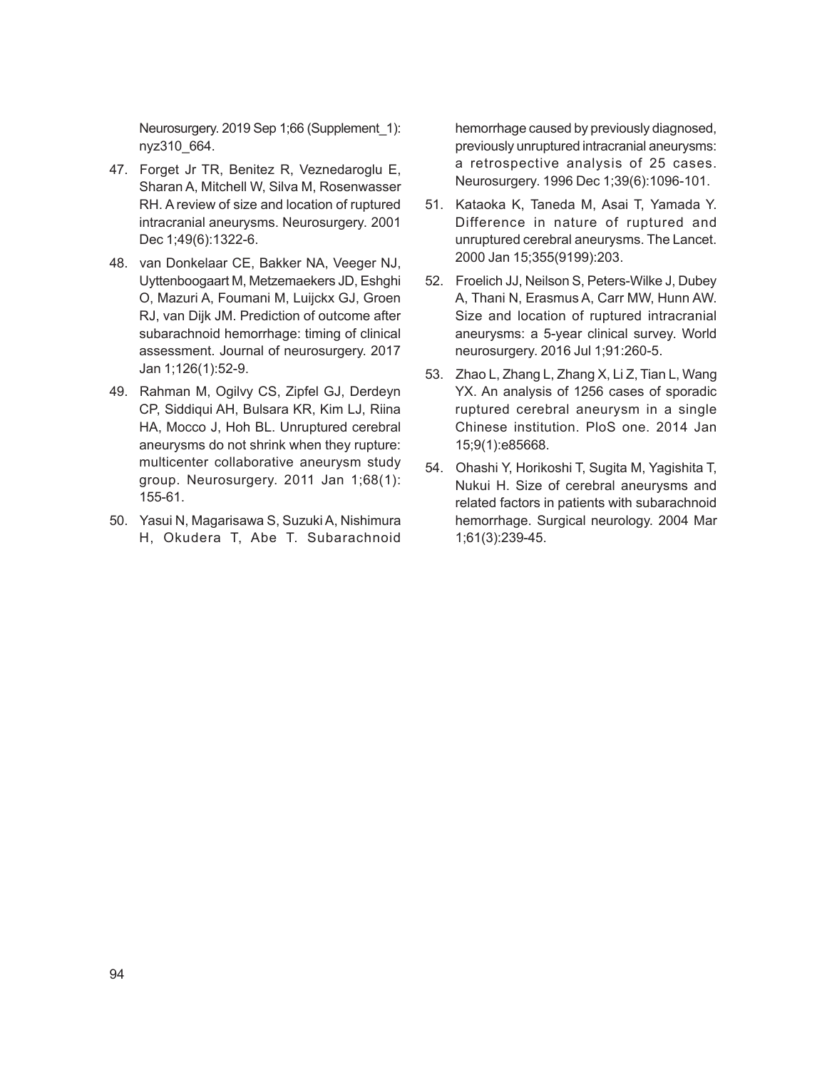Neurosurgery. 2019 Sep 1;66 (Supplement_1): nyz310_664.

47. Forget Jr TR, Benitez R, Veznedaroglu E, Sharan A, Mitchell W, Silva M, Rosenwasser RH. A review of size and location of ruptured intracranial aneurysms. Neurosurgery. 2001 Dec 1;49(6):1322-6.
48. van Donkelaar CE, Bakker NA, Veeger NJ, Uyttenboogaart M, Metzemaekers JD, Eshghi O, Mazuri A, Foumani M, Luijckx GJ, Groen RJ, van Dijk JM. Prediction of outcome after subarachnoid hemorrhage: timing of clinical assessment. Journal of neurosurgery. 2017 Jan 1;126(1):52-9.
49. Rahman M, Ogilvy CS, Zipfel GJ, Derdeyn CP, Siddiqui AH, Bulsara KR, Kim LJ, Riina HA, Mocco J, Hoh BL. Unruptured cerebral aneurysms do not shrink when they rupture: multicenter collaborative aneurysm study group. Neurosurgery. 2011 Jan 1;68(1): 155-61.
50. Yasui N, Magarisawa S, Suzuki A, Nishimura H, Okudera T, Abe T. Subarachnoid hemorrhage caused by previously diagnosed, previously unruptured intracranial aneurysms: a retrospective analysis of 25 cases. Neurosurgery. 1996 Dec 1;39(6):1096-101.
51. Kataoka K, Taneda M, Asai T, Yamada Y. Difference in nature of ruptured and unruptured cerebral aneurysms. The Lancet. 2000 Jan 15;355(9199):203.
52. Froelich JJ, Neilson S, Peters-Wilke J, Dubey A, Thani N, Erasmus A, Carr MW, Hunn AW. Size and location of ruptured intracranial aneurysms: a 5-year clinical survey. World neurosurgery. 2016 Jul 1;91:260-5.
53. Zhao L, Zhang L, Zhang X, Li Z, Tian L, Wang YX. An analysis of 1256 cases of sporadic ruptured cerebral aneurysm in a single Chinese institution. PloS one. 2014 Jan 15;9(1):e85668.
54. Ohashi Y, Horikoshi T, Sugita M, Yagishita T, Nukui H. Size of cerebral aneurysms and related factors in patients with subarachnoid hemorrhage. Surgical neurology. 2004 Mar 1;61(3):239-45.